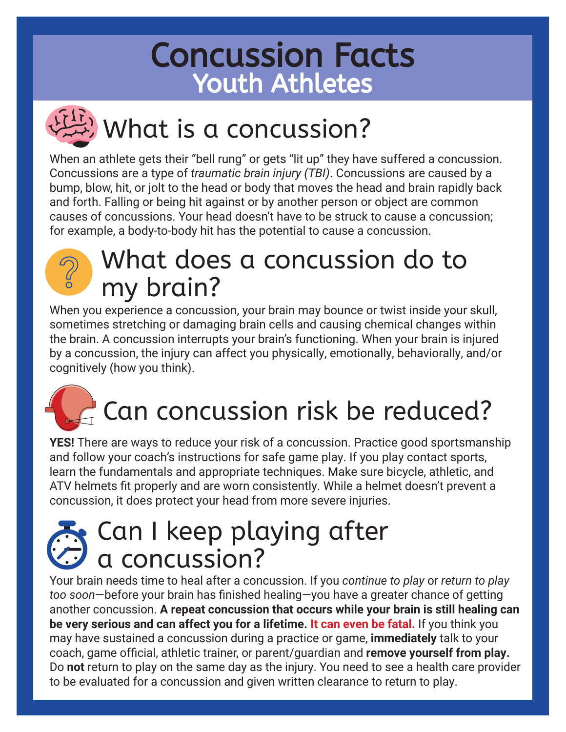# Concussion Facts
## Youth Athletes

## What is a concussion?

When an athlete gets their "bell rung" or gets "lit up" they have suffered a concussion. Concussions are a type of *traumatic brain injury (TBI)*. Concussions are caused by a bump, blow, hit, or jolt to the head or body that moves the head and brain rapidly back and forth. Falling or being hit against or by another person or object are common causes of concussions. Your head doesn't have to be struck to cause a concussion; for example, a body-to-body hit has the potential to cause a concussion.

## What does a concussion do to my brain?

When you experience a concussion, your brain may bounce or twist inside your skull, sometimes stretching or damaging brain cells and causing chemical changes within the brain. A concussion interrupts your brain's functioning. When your brain is injured by a concussion, the injury can affect you physically, emotionally, behaviorally, and/or cognitively (how you think).

## Can concussion risk be reduced?

**YES!** There are ways to reduce your risk of a concussion. Practice good sportsmanship and follow your coach's instructions for safe game play. If you play contact sports, learn the fundamentals and appropriate techniques. Make sure bicycle, athletic, and ATV helmets fit properly and are worn consistently. While a helmet doesn't prevent a concussion, it does protect your head from more severe injuries.

## Can I keep playing after a concussion?

Your brain needs time to heal after a concussion. If you *continue to play* or *return to play too soon*—before your brain has finished healing—you have a greater chance of getting another concussion. **A repeat concussion that occurs while your brain is still healing can be very serious and can affect you for a lifetime. It can even be fatal.** If you think you may have sustained a concussion during a practice or game, **immediately** talk to your coach, game official, athletic trainer, or parent/guardian and **remove yourself from play.** Do **not** return to play on the same day as the injury. You need to see a health care provider to be evaluated for a concussion and given written clearance to return to play.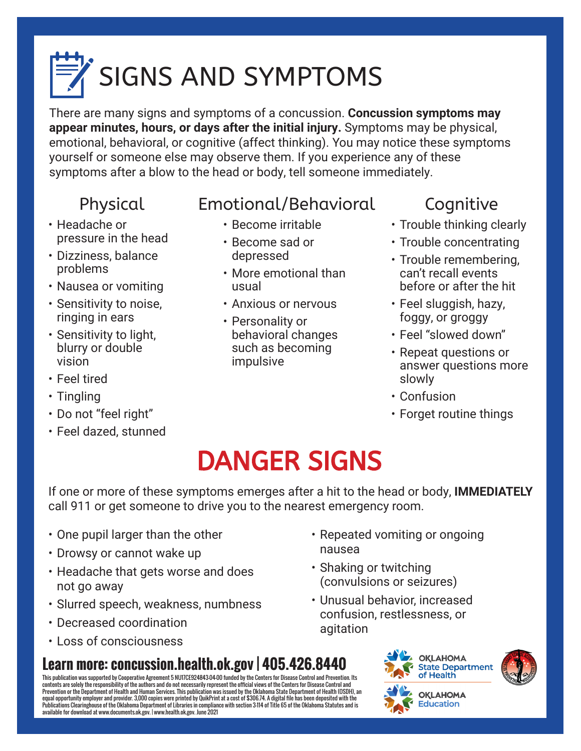# SIGNS AND SYMPTOMS

There are many signs and symptoms of a concussion. **Concussion symptoms may appear minutes, hours, or days after the initial injury.** Symptoms may be physical, emotional, behavioral, or cognitive (affect thinking). You may notice these symptoms yourself or someone else may observe them. If you experience any of these symptoms after a blow to the head or body, tell someone immediately.

## Physical

- Headache or pressure in the head
- Dizziness, balance problems
- Nausea or vomiting
- Sensitivity to noise, ringing in ears
- Sensitivity to light, blurry or double vision
- Feel tired
- Tingling
- Do not "feel right"
- Feel dazed, stunned

## Emotional/Behavioral

- Become irritable
- Become sad or depressed
- More emotional than usual
- Anxious or nervous
- Personality or behavioral changes such as becoming impulsive

## Cognitive

- Trouble thinking clearly
- Trouble concentrating
- Trouble remembering, can't recall events before or after the hit
- Feel sluggish, hazy, foggy, or groggy
- Feel "slowed down"
- Repeat questions or answer questions more slowly
- Confusion
- Forget routine things

# DANGER SIGNS

If one or more of these symptoms emerges after a hit to the head or body, **IMMEDIATELY** call 911 or get someone to drive you to the nearest emergency room.

- One pupil larger than the other
- Drowsy or cannot wake up
- Headache that gets worse and does not go away
- Slurred speech, weakness, numbness
- Decreased coordination
- Loss of consciousness
- Repeated vomiting or ongoing nausea
- Shaking or twitching (convulsions or seizures)
- Unusual behavior, increased confusion, restlessness, or agitation

**Learn more: concussion.health.ok.gov | 405.426.8440**

This publication was supported by Cooperative Agreement 5 NU17CE924843-04-00 funded by the Centers for Disease Control and Prevention. Its contents are solely the responsibility of the authors and do not necessarily represent the official views of the Centers for Disease Control and Prevention or the Department of Health and Human Services. This publication was issued by the Oklahoma State Department of Health (OSDH), an equal opportunity employer and provider. 3,000 copies were printed by QuikPrint at a cost of $306.74. A digital file has been deposited with the Publications Clearinghouse of the Oklahoma Department of Libraries in compliance with section 3-114 of Title 65 of the Oklahoma Statutes and is available for download at www.documents.ok.gov. | www.health.ok.gov. June 2021

OKLAHOMA State Department of Health

OKLAHOMA Education